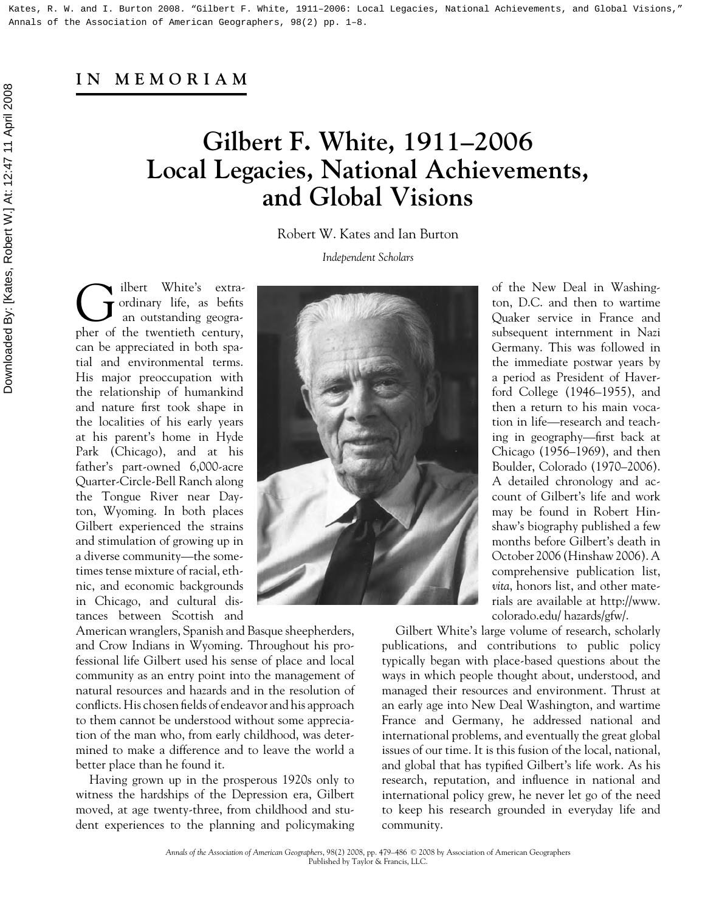IN MEMORIAM

# Gilbert F. White, 1911–2006
# Local Legacies, National Achievements, and Global Visions

Robert W. Kates and Ian Burton

*Independent Scholars*

Gilbert White's extraordinary life, as befits an outstanding geographer of the twentieth century, can be appreciated in both spatial and environmental terms. His major preoccupation with the relationship of humankind and nature first took shape in the localities of his early years at his parent's home in Hyde Park (Chicago), and at his father's part-owned 6,000-acre Quarter-Circle-Bell Ranch along the Tongue River near Dayton, Wyoming. In both places Gilbert experienced the strains and stimulation of growing up in a diverse community—the sometimes tense mixture of racial, ethnic, and economic backgrounds in Chicago, and cultural distances between Scottish and American wranglers, Spanish and Basque sheepherders, and Crow Indians in Wyoming. Throughout his professional life Gilbert used his sense of place and local community as an entry point into the management of natural resources and hazards and in the resolution of conflicts. His chosen fields of endeavor and his approach to them cannot be understood without some appreciation of the man who, from early childhood, was determined to make a difference and to leave the world a better place than he found it.

Having grown up in the prosperous 1920s only to witness the hardships of the Depression era, Gilbert moved, at age twenty-three, from childhood and student experiences to the planning and policymaking of the New Deal in Washington, D.C. and then to wartime Quaker service in France and subsequent internment in Nazi Germany. This was followed in the immediate postwar years by a period as President of Haverford College (1946–1955), and then a return to his main vocation in life—research and teaching in geography—first back at Chicago (1956–1969), and then Boulder, Colorado (1970–2006). A detailed chronology and account of Gilbert's life and work may be found in Robert Hinshaw's biography published a few months before Gilbert's death in October 2006 (Hinshaw 2006). A comprehensive publication list, *vita*, honors list, and other materials are available at http://www.colorado.edu/ hazards/gfw/.

Gilbert White's large volume of research, scholarly publications, and contributions to public policy typically began with place-based questions about the ways in which people thought about, understood, and managed their resources and environment. Thrust at an early age into New Deal Washington, and wartime France and Germany, he addressed national and international problems, and eventually the great global issues of our time. It is this fusion of the local, national, and global that has typified Gilbert's life work. As his research, reputation, and influence in national and international policy grew, he never let go of the need to keep his research grounded in everyday life and community.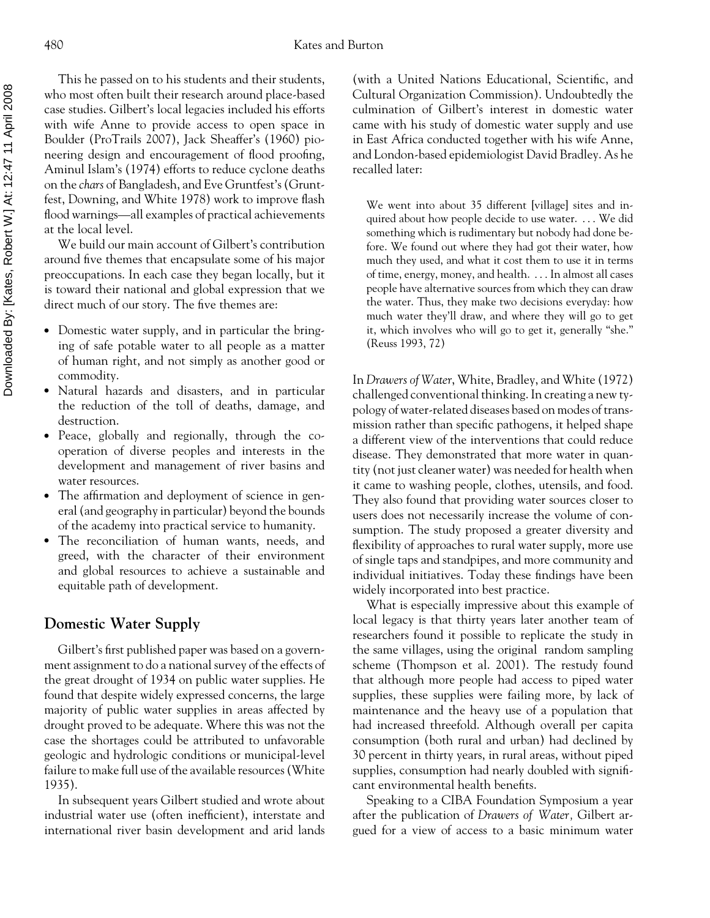This he passed on to his students and their students, who most often built their research around place-based case studies. Gilbert's local legacies included his efforts with wife Anne to provide access to open space in Boulder (ProTrails 2007), Jack Sheaffer's (1960) pioneering design and encouragement of flood proofing, Aminul Islam's (1974) efforts to reduce cyclone deaths on the *chars* of Bangladesh, and Eve Gruntfest's (Gruntfest, Downing, and White 1978) work to improve flash flood warnings—all examples of practical achievements at the local level.

We build our main account of Gilbert's contribution around five themes that encapsulate some of his major preoccupations. In each case they began locally, but it is toward their national and global expression that we direct much of our story. The five themes are:

- Domestic water supply, and in particular the bringing of safe potable water to all people as a matter of human right, and not simply as another good or commodity.
- Natural hazards and disasters, and in particular the reduction of the toll of deaths, damage, and destruction.
- Peace, globally and regionally, through the cooperation of diverse peoples and interests in the development and management of river basins and water resources.
- The affirmation and deployment of science in general (and geography in particular) beyond the bounds of the academy into practical service to humanity.
- The reconciliation of human wants, needs, and greed, with the character of their environment and global resources to achieve a sustainable and equitable path of development.

## Domestic Water Supply

Gilbert's first published paper was based on a government assignment to do a national survey of the effects of the great drought of 1934 on public water supplies. He found that despite widely expressed concerns, the large majority of public water supplies in areas affected by drought proved to be adequate. Where this was not the case the shortages could be attributed to unfavorable geologic and hydrologic conditions or municipal-level failure to make full use of the available resources (White 1935).

In subsequent years Gilbert studied and wrote about industrial water use (often inefficient), interstate and international river basin development and arid lands (with a United Nations Educational, Scientific, and Cultural Organization Commission). Undoubtedly the culmination of Gilbert's interest in domestic water came with his study of domestic water supply and use in East Africa conducted together with his wife Anne, and London-based epidemiologist David Bradley. As he recalled later:

> We went into about 35 different [village] sites and inquired about how people decide to use water. ... We did something which is rudimentary but nobody had done before. We found out where they had got their water, how much they used, and what it cost them to use it in terms of time, energy, money, and health. ... In almost all cases people have alternative sources from which they can draw the water. Thus, they make two decisions everyday: how much water they'll draw, and where they will go to get it, which involves who will go to get it, generally "she." (Reuss 1993, 72)

In *Drawers of Water*, White, Bradley, and White (1972) challenged conventional thinking. In creating a new typology of water-related diseases based on modes of transmission rather than specific pathogens, it helped shape a different view of the interventions that could reduce disease. They demonstrated that more water in quantity (not just cleaner water) was needed for health when it came to washing people, clothes, utensils, and food. They also found that providing water sources closer to users does not necessarily increase the volume of consumption. The study proposed a greater diversity and flexibility of approaches to rural water supply, more use of single taps and standpipes, and more community and individual initiatives. Today these findings have been widely incorporated into best practice.

What is especially impressive about this example of local legacy is that thirty years later another team of researchers found it possible to replicate the study in the same villages, using the original random sampling scheme (Thompson et al. 2001). The restudy found that although more people had access to piped water supplies, these supplies were failing more, by lack of maintenance and the heavy use of a population that had increased threefold. Although overall per capita consumption (both rural and urban) had declined by 30 percent in thirty years, in rural areas, without piped supplies, consumption had nearly doubled with significant environmental health benefits.

Speaking to a CIBA Foundation Symposium a year after the publication of *Drawers of Water*, Gilbert argued for a view of access to a basic minimum water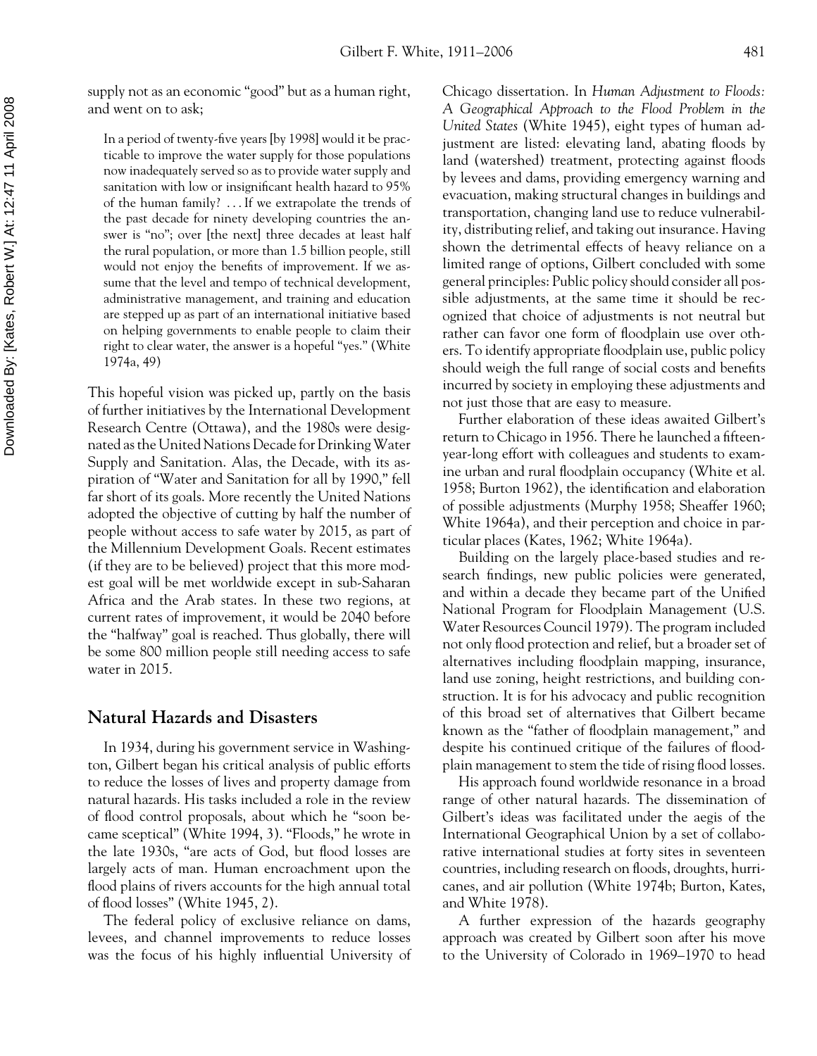supply not as an economic "good" but as a human right, and went on to ask;

> In a period of twenty-five years [by 1998] would it be practicable to improve the water supply for those populations now inadequately served so as to provide water supply and sanitation with low or insignificant health hazard to 95% of the human family? . . . If we extrapolate the trends of the past decade for ninety developing countries the answer is "no"; over [the next] three decades at least half the rural population, or more than 1.5 billion people, still would not enjoy the benefits of improvement. If we assume that the level and tempo of technical development, administrative management, and training and education are stepped up as part of an international initiative based on helping governments to enable people to claim their right to clear water, the answer is a hopeful "yes." (White 1974a, 49)

This hopeful vision was picked up, partly on the basis of further initiatives by the International Development Research Centre (Ottawa), and the 1980s were designated as the United Nations Decade for Drinking Water Supply and Sanitation. Alas, the Decade, with its aspiration of "Water and Sanitation for all by 1990," fell far short of its goals. More recently the United Nations adopted the objective of cutting by half the number of people without access to safe water by 2015, as part of the Millennium Development Goals. Recent estimates (if they are to be believed) project that this more modest goal will be met worldwide except in sub-Saharan Africa and the Arab states. In these two regions, at current rates of improvement, it would be 2040 before the "halfway" goal is reached. Thus globally, there will be some 800 million people still needing access to safe water in 2015.

## Natural Hazards and Disasters

In 1934, during his government service in Washington, Gilbert began his critical analysis of public efforts to reduce the losses of lives and property damage from natural hazards. His tasks included a role in the review of flood control proposals, about which he "soon became sceptical" (White 1994, 3). "Floods," he wrote in the late 1930s, "are acts of God, but flood losses are largely acts of man. Human encroachment upon the flood plains of rivers accounts for the high annual total of flood losses" (White 1945, 2).

The federal policy of exclusive reliance on dams, levees, and channel improvements to reduce losses was the focus of his highly influential University of Chicago dissertation. In *Human Adjustment to Floods: A Geographical Approach to the Flood Problem in the United States* (White 1945), eight types of human adjustment are listed: elevating land, abating floods by land (watershed) treatment, protecting against floods by levees and dams, providing emergency warning and evacuation, making structural changes in buildings and transportation, changing land use to reduce vulnerability, distributing relief, and taking out insurance. Having shown the detrimental effects of heavy reliance on a limited range of options, Gilbert concluded with some general principles: Public policy should consider all possible adjustments, at the same time it should be recognized that choice of adjustments is not neutral but rather can favor one form of floodplain use over others. To identify appropriate floodplain use, public policy should weigh the full range of social costs and benefits incurred by society in employing these adjustments and not just those that are easy to measure.

Further elaboration of these ideas awaited Gilbert's return to Chicago in 1956. There he launched a fifteen-year-long effort with colleagues and students to examine urban and rural floodplain occupancy (White et al. 1958; Burton 1962), the identification and elaboration of possible adjustments (Murphy 1958; Sheaffer 1960; White 1964a), and their perception and choice in particular places (Kates, 1962; White 1964a).

Building on the largely place-based studies and research findings, new public policies were generated, and within a decade they became part of the Unified National Program for Floodplain Management (U.S. Water Resources Council 1979). The program included not only flood protection and relief, but a broader set of alternatives including floodplain mapping, insurance, land use zoning, height restrictions, and building construction. It is for his advocacy and public recognition of this broad set of alternatives that Gilbert became known as the "father of floodplain management," and despite his continued critique of the failures of floodplain management to stem the tide of rising flood losses.

His approach found worldwide resonance in a broad range of other natural hazards. The dissemination of Gilbert's ideas was facilitated under the aegis of the International Geographical Union by a set of collaborative international studies at forty sites in seventeen countries, including research on floods, droughts, hurricanes, and air pollution (White 1974b; Burton, Kates, and White 1978).

A further expression of the hazards geography approach was created by Gilbert soon after his move to the University of Colorado in 1969–1970 to head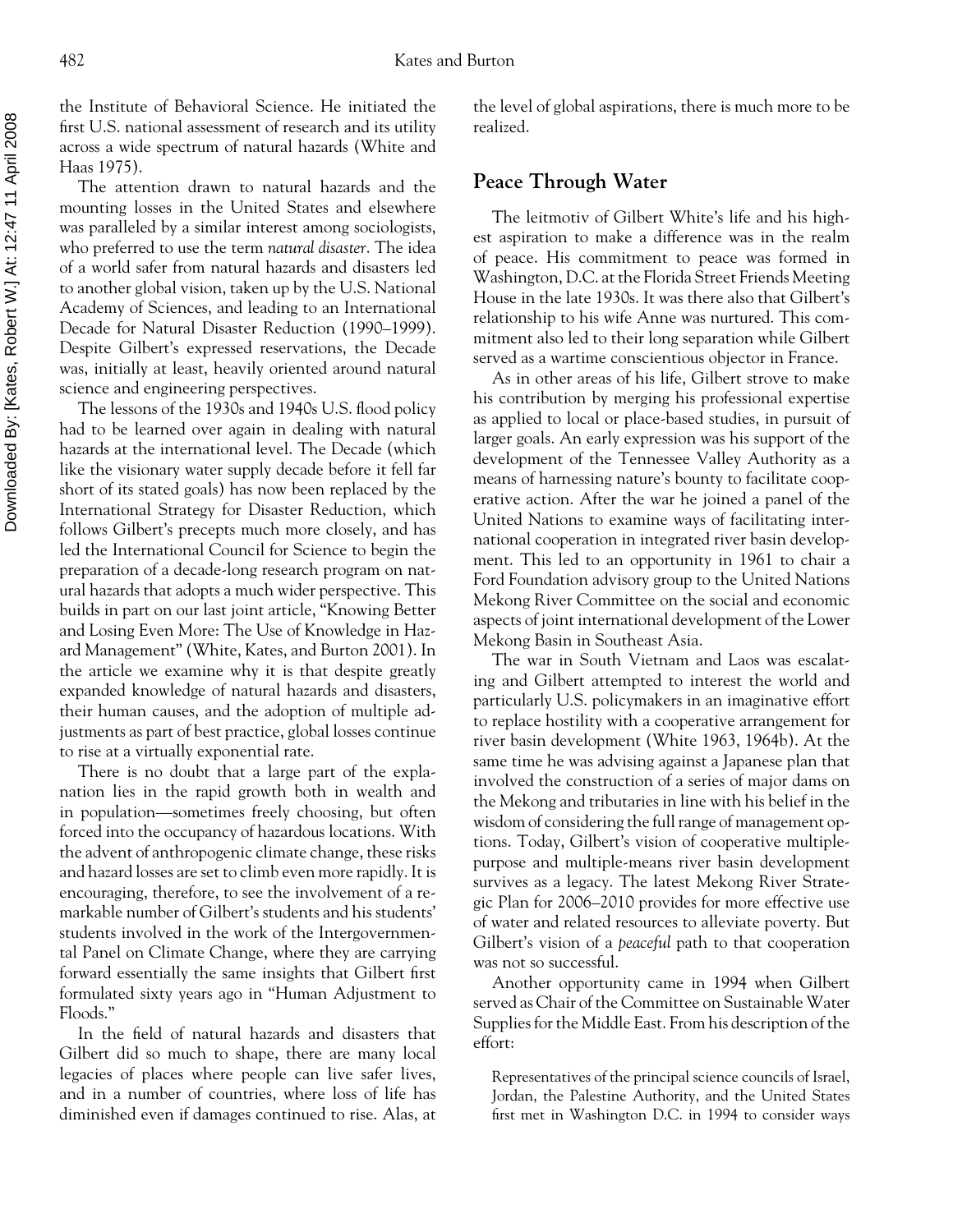the Institute of Behavioral Science. He initiated the first U.S. national assessment of research and its utility across a wide spectrum of natural hazards (White and Haas 1975).

The attention drawn to natural hazards and the mounting losses in the United States and elsewhere was paralleled by a similar interest among sociologists, who preferred to use the term *natural disaster*. The idea of a world safer from natural hazards and disasters led to another global vision, taken up by the U.S. National Academy of Sciences, and leading to an International Decade for Natural Disaster Reduction (1990–1999). Despite Gilbert's expressed reservations, the Decade was, initially at least, heavily oriented around natural science and engineering perspectives.

The lessons of the 1930s and 1940s U.S. flood policy had to be learned over again in dealing with natural hazards at the international level. The Decade (which like the visionary water supply decade before it fell far short of its stated goals) has now been replaced by the International Strategy for Disaster Reduction, which follows Gilbert's precepts much more closely, and has led the International Council for Science to begin the preparation of a decade-long research program on natural hazards that adopts a much wider perspective. This builds in part on our last joint article, "Knowing Better and Losing Even More: The Use of Knowledge in Hazard Management" (White, Kates, and Burton 2001). In the article we examine why it is that despite greatly expanded knowledge of natural hazards and disasters, their human causes, and the adoption of multiple adjustments as part of best practice, global losses continue to rise at a virtually exponential rate.

There is no doubt that a large part of the explanation lies in the rapid growth both in wealth and in population—sometimes freely choosing, but often forced into the occupancy of hazardous locations. With the advent of anthropogenic climate change, these risks and hazard losses are set to climb even more rapidly. It is encouraging, therefore, to see the involvement of a remarkable number of Gilbert's students and his students' students involved in the work of the Intergovernmental Panel on Climate Change, where they are carrying forward essentially the same insights that Gilbert first formulated sixty years ago in "Human Adjustment to Floods."

In the field of natural hazards and disasters that Gilbert did so much to shape, there are many local legacies of places where people can live safer lives, and in a number of countries, where loss of life has diminished even if damages continued to rise. Alas, at the level of global aspirations, there is much more to be realized.

## Peace Through Water

The leitmotiv of Gilbert White's life and his highest aspiration to make a difference was in the realm of peace. His commitment to peace was formed in Washington, D.C. at the Florida Street Friends Meeting House in the late 1930s. It was there also that Gilbert's relationship to his wife Anne was nurtured. This commitment also led to their long separation while Gilbert served as a wartime conscientious objector in France.

As in other areas of his life, Gilbert strove to make his contribution by merging his professional expertise as applied to local or place-based studies, in pursuit of larger goals. An early expression was his support of the development of the Tennessee Valley Authority as a means of harnessing nature's bounty to facilitate cooperative action. After the war he joined a panel of the United Nations to examine ways of facilitating international cooperation in integrated river basin development. This led to an opportunity in 1961 to chair a Ford Foundation advisory group to the United Nations Mekong River Committee on the social and economic aspects of joint international development of the Lower Mekong Basin in Southeast Asia.

The war in South Vietnam and Laos was escalating and Gilbert attempted to interest the world and particularly U.S. policymakers in an imaginative effort to replace hostility with a cooperative arrangement for river basin development (White 1963, 1964b). At the same time he was advising against a Japanese plan that involved the construction of a series of major dams on the Mekong and tributaries in line with his belief in the wisdom of considering the full range of management options. Today, Gilbert's vision of cooperative multiple-purpose and multiple-means river basin development survives as a legacy. The latest Mekong River Strategic Plan for 2006–2010 provides for more effective use of water and related resources to alleviate poverty. But Gilbert's vision of a *peaceful* path to that cooperation was not so successful.

Another opportunity came in 1994 when Gilbert served as Chair of the Committee on Sustainable Water Supplies for the Middle East. From his description of the effort:

> Representatives of the principal science councils of Israel, Jordan, the Palestine Authority, and the United States first met in Washington D.C. in 1994 to consider ways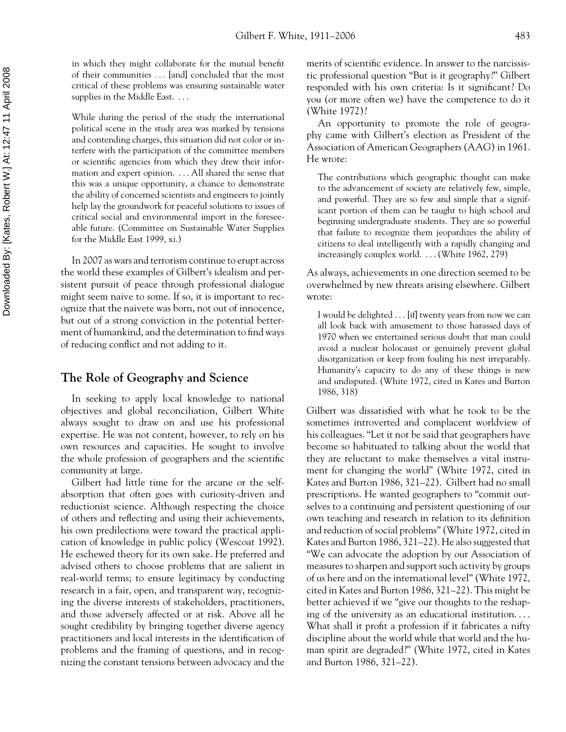in which they might collaborate for the mutual benefit of their communities . . . [and] concluded that the most critical of these problems was ensuring sustainable water supplies in the Middle East. . . .

> While during the period of the study the international political scene in the study area was marked by tensions and contending charges, this situation did not color or interfere with the participation of the committee members or scientific agencies from which they drew their information and expert opinion. . . . All shared the sense that this was a unique opportunity, a chance to demonstrate the ability of concerned scientists and engineers to jointly help lay the groundwork for peaceful solutions to issues of critical social and environmental import in the foreseeable future. (Committee on Sustainable Water Supplies for the Middle East 1999, xi.)

In 2007 as wars and terrorism continue to erupt across the world these examples of Gilbert's idealism and persistent pursuit of peace through professional dialogue might seem naive to some. If so, it is important to recognize that the naivete was born, not out of innocence, but out of a strong conviction in the potential betterment of humankind, and the determination to find ways of reducing conflict and not adding to it.

## The Role of Geography and Science

In seeking to apply local knowledge to national objectives and global reconciliation, Gilbert White always sought to draw on and use his professional expertise. He was not content, however, to rely on his own resources and capacities. He sought to involve the whole profession of geographers and the scientific community at large.

Gilbert had little time for the arcane or the self-absorption that often goes with curiosity-driven and reductionist science. Although respecting the choice of others and reflecting and using their achievements, his own predilections were toward the practical application of knowledge in public policy (Wescoat 1992). He eschewed theory for its own sake. He preferred and advised others to choose problems that are salient in real-world terms; to ensure legitimacy by conducting research in a fair, open, and transparent way, recognizing the diverse interests of stakeholders, practitioners, and those adversely affected or at risk. Above all he sought credibility by bringing together diverse agency practitioners and local interests in the identification of problems and the framing of questions, and in recognizing the constant tensions between advocacy and the merits of scientific evidence. In answer to the narcissistic professional question "But is it geography?" Gilbert responded with his own criteria: Is it significant? Do you (or more often we) have the competence to do it (White 1972)?

An opportunity to promote the role of geography came with Gilbert's election as President of the Association of American Geographers (AAG) in 1961. He wrote:

> The contributions which geographic thought can make to the advancement of society are relatively few, simple, and powerful. They are so few and simple that a significant portion of them can be taught to high school and beginning undergraduate students. They are so powerful that failure to recognize them jeopardizes the ability of citizens to deal intelligently with a rapidly changing and increasingly complex world. . . . (White 1962, 279)

As always, achievements in one direction seemed to be overwhelmed by new threats arising elsewhere. Gilbert wrote:

> I would be delighted . . . [if] twenty years from now we can all look back with amusement to those harassed days of 1970 when we entertained serious doubt that man could avoid a nuclear holocaust or genuinely prevent global disorganization or keep from fouling his nest irreparably. Humanity's capacity to do any of these things is new and undisputed. (White 1972, cited in Kates and Burton 1986, 318)

Gilbert was dissatisfied with what he took to be the sometimes introverted and complacent worldview of his colleagues. "Let it not be said that geographers have become so habituated to talking about the world that they are reluctant to make themselves a vital instrument for changing the world" (White 1972, cited in Kates and Burton 1986, 321–22). Gilbert had no small prescriptions. He wanted geographers to "commit ourselves to a continuing and persistent questioning of our own teaching and research in relation to its definition and reduction of social problems" (White 1972, cited in Kates and Burton 1986, 321–22). He also suggested that "We can advocate the adoption by our Association of measures to sharpen and support such activity by groups of us here and on the international level" (White 1972, cited in Kates and Burton 1986, 321–22). This might be better achieved if we "give our thoughts to the reshaping of the university as an educational institution. . . . What shall it profit a profession if it fabricates a nifty discipline about the world while that world and the human spirit are degraded?" (White 1972, cited in Kates and Burton 1986, 321–22).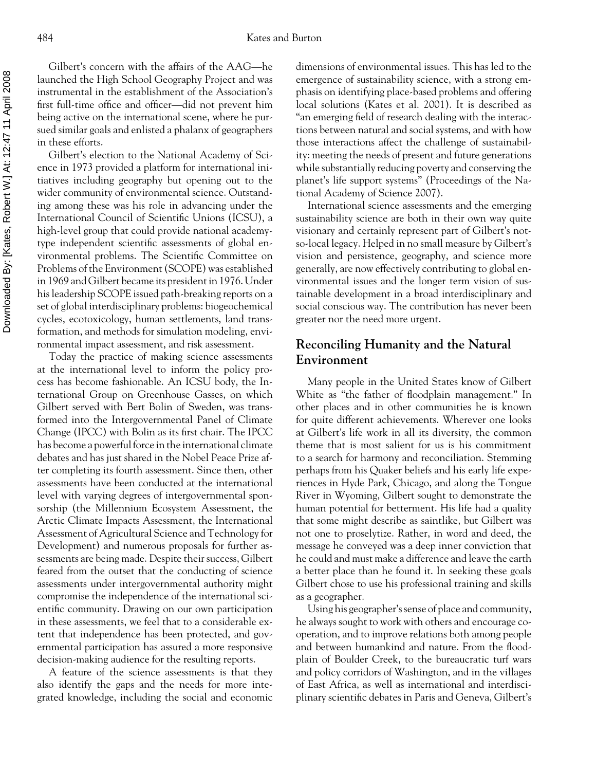Gilbert's concern with the affairs of the AAG—he launched the High School Geography Project and was instrumental in the establishment of the Association's first full-time office and officer—did not prevent him being active on the international scene, where he pursued similar goals and enlisted a phalanx of geographers in these efforts.

Gilbert's election to the National Academy of Science in 1973 provided a platform for international initiatives including geography but opening out to the wider community of environmental science. Outstanding among these was his role in advancing under the International Council of Scientific Unions (ICSU), a high-level group that could provide national academy-type independent scientific assessments of global environmental problems. The Scientific Committee on Problems of the Environment (SCOPE) was established in 1969 and Gilbert became its president in 1976. Under his leadership SCOPE issued path-breaking reports on a set of global interdisciplinary problems: biogeochemical cycles, ecotoxicology, human settlements, land transformation, and methods for simulation modeling, environmental impact assessment, and risk assessment.

Today the practice of making science assessments at the international level to inform the policy process has become fashionable. An ICSU body, the International Group on Greenhouse Gasses, on which Gilbert served with Bert Bolin of Sweden, was transformed into the Intergovernmental Panel of Climate Change (IPCC) with Bolin as its first chair. The IPCC has become a powerful force in the international climate debates and has just shared in the Nobel Peace Prize after completing its fourth assessment. Since then, other assessments have been conducted at the international level with varying degrees of intergovernmental sponsorship (the Millennium Ecosystem Assessment, the Arctic Climate Impacts Assessment, the International Assessment of Agricultural Science and Technology for Development) and numerous proposals for further assessments are being made. Despite their success, Gilbert feared from the outset that the conducting of science assessments under intergovernmental authority might compromise the independence of the international scientific community. Drawing on our own participation in these assessments, we feel that to a considerable extent that independence has been protected, and governmental participation has assured a more responsive decision-making audience for the resulting reports.

A feature of the science assessments is that they also identify the gaps and the needs for more integrated knowledge, including the social and economic dimensions of environmental issues. This has led to the emergence of sustainability science, with a strong emphasis on identifying place-based problems and offering local solutions (Kates et al. 2001). It is described as "an emerging field of research dealing with the interactions between natural and social systems, and with how those interactions affect the challenge of sustainability: meeting the needs of present and future generations while substantially reducing poverty and conserving the planet's life support systems" (Proceedings of the National Academy of Science 2007).

International science assessments and the emerging sustainability science are both in their own way quite visionary and certainly represent part of Gilbert's not-so-local legacy. Helped in no small measure by Gilbert's vision and persistence, geography, and science more generally, are now effectively contributing to global environmental issues and the longer term vision of sustainable development in a broad interdisciplinary and social conscious way. The contribution has never been greater nor the need more urgent.

## Reconciling Humanity and the Natural Environment

Many people in the United States know of Gilbert White as "the father of floodplain management." In other places and in other communities he is known for quite different achievements. Wherever one looks at Gilbert's life work in all its diversity, the common theme that is most salient for us is his commitment to a search for harmony and reconciliation. Stemming perhaps from his Quaker beliefs and his early life experiences in Hyde Park, Chicago, and along the Tongue River in Wyoming, Gilbert sought to demonstrate the human potential for betterment. His life had a quality that some might describe as saintlike, but Gilbert was not one to proselytize. Rather, in word and deed, the message he conveyed was a deep inner conviction that he could and must make a difference and leave the earth a better place than he found it. In seeking these goals Gilbert chose to use his professional training and skills as a geographer.

Using his geographer's sense of place and community, he always sought to work with others and encourage cooperation, and to improve relations both among people and between humankind and nature. From the floodplain of Boulder Creek, to the bureaucratic turf wars and policy corridors of Washington, and in the villages of East Africa, as well as international and interdisciplinary scientific debates in Paris and Geneva, Gilbert's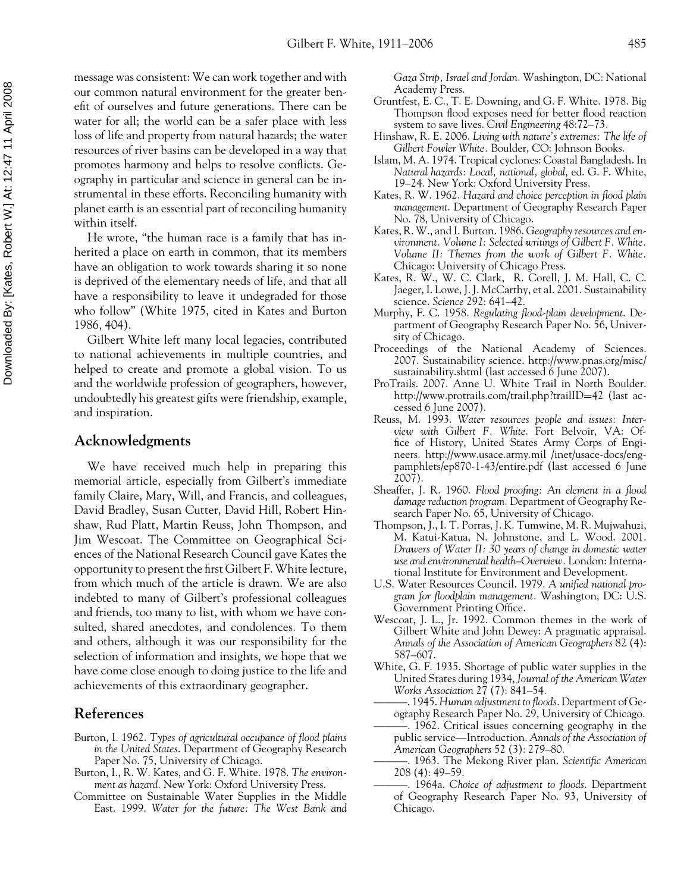message was consistent: We can work together and with our common natural environment for the greater benefit of ourselves and future generations. There can be water for all; the world can be a safer place with less loss of life and property from natural hazards; the water resources of river basins can be developed in a way that promotes harmony and helps to resolve conflicts. Geography in particular and science in general can be instrumental in these efforts. Reconciling humanity with planet earth is an essential part of reconciling humanity within itself.

He wrote, "the human race is a family that has inherited a place on earth in common, that its members have an obligation to work towards sharing it so none is deprived of the elementary needs of life, and that all have a responsibility to leave it undegraded for those who follow" (White 1975, cited in Kates and Burton 1986, 404).

Gilbert White left many local legacies, contributed to national achievements in multiple countries, and helped to create and promote a global vision. To us and the worldwide profession of geographers, however, undoubtedly his greatest gifts were friendship, example, and inspiration.

## Acknowledgments

We have received much help in preparing this memorial article, especially from Gilbert's immediate family Claire, Mary, Will, and Francis, and colleagues, David Bradley, Susan Cutter, David Hill, Robert Hinshaw, Rud Platt, Martin Reuss, John Thompson, and Jim Wescoat. The Committee on Geographical Sciences of the National Research Council gave Kates the opportunity to present the first Gilbert F. White lecture, from which much of the article is drawn. We are also indebted to many of Gilbert's professional colleagues and friends, too many to list, with whom we have consulted, shared anecdotes, and condolences. To them and others, although it was our responsibility for the selection of information and insights, we hope that we have come close enough to doing justice to the life and achievements of this extraordinary geographer.

## References

Burton, I. 1962. *Types of agricultural occupance of flood plains in the United States*. Department of Geography Research Paper No. 75, University of Chicago.

Burton, I., R. W. Kates, and G. F. White. 1978. *The environment as hazard*. New York: Oxford University Press.

Committee on Sustainable Water Supplies in the Middle East. 1999. *Water for the future: The West Bank and Gaza Strip, Israel and Jordan*. Washington, DC: National Academy Press.

Gruntfest, E. C., T. E. Downing, and G. F. White. 1978. Big Thompson flood exposes need for better flood reaction system to save lives. *Civil Engineering* 48:72–73.

Hinshaw, R. E. 2006. *Living with nature's extremes: The life of Gilbert Fowler White*. Boulder, CO: Johnson Books.

Islam, M. A. 1974. Tropical cyclones: Coastal Bangladesh. In *Natural hazards: Local, national, global*, ed. G. F. White, 19–24. New York: Oxford University Press.

Kates, R. W. 1962. *Hazard and choice perception in flood plain management*. Department of Geography Research Paper No. 78, University of Chicago.

Kates, R. W., and I. Burton. 1986. *Geography resources and environment. Volume I: Selected writings of Gilbert F. White. Volume II: Themes from the work of Gilbert F. White*. Chicago: University of Chicago Press.

Kates, R. W., W. C. Clark, R. Corell, J. M. Hall, C. C. Jaeger, I. Lowe, J. J. McCarthy, et al. 2001. Sustainability science. *Science* 292: 641–42.

Murphy, F. C. 1958. *Regulating flood-plain development*. Department of Geography Research Paper No. 56, University of Chicago.

Proceedings of the National Academy of Sciences. 2007. Sustainability science. http://www.pnas.org/misc/sustainability.shtml (last accessed 6 June 2007).

ProTrails. 2007. Anne U. White Trail in North Boulder. http://www.protrails.com/trail.php?trailID=42 (last accessed 6 June 2007).

Reuss, M. 1993. *Water resources people and issues: Interview with Gilbert F. White*. Fort Belvoir, VA: Office of History, United States Army Corps of Engineers. http://www.usace.army.mil /inet/usace-docs/eng-pamphlets/ep870-1-43/entire.pdf (last accessed 6 June 2007).

Sheaffer, J. R. 1960. *Flood proofing: An element in a flood damage reduction program*. Department of Geography Research Paper No. 65, University of Chicago.

Thompson, J., I. T. Porras, J. K. Tumwine, M. R. Mujwahuzi, M. Katui-Katua, N. Johnstone, and L. Wood. 2001. *Drawers of Water II: 30 years of change in domestic water use and environmental health–Overview*. London: International Institute for Environment and Development.

U.S. Water Resources Council. 1979. *A unified national program for floodplain management*. Washington, DC: U.S. Government Printing Office.

Wescoat, J. L., Jr. 1992. Common themes in the work of Gilbert White and John Dewey: A pragmatic appraisal. *Annals of the Association of American Geographers* 82 (4): 587–607.

White, G. F. 1935. Shortage of public water supplies in the United States during 1934, *Journal of the American Water Works Association* 27 (7): 841–54.

———. 1945. *Human adjustment to floods*. Department of Geography Research Paper No. 29, University of Chicago.

———. 1962. Critical issues concerning geography in the public service—Introduction. *Annals of the Association of American Geographers* 52 (3): 279–80.

———. 1963. The Mekong River plan. *Scientific American* 208 (4): 49–59.

———. 1964a. *Choice of adjustment to floods*. Department of Geography Research Paper No. 93, University of Chicago.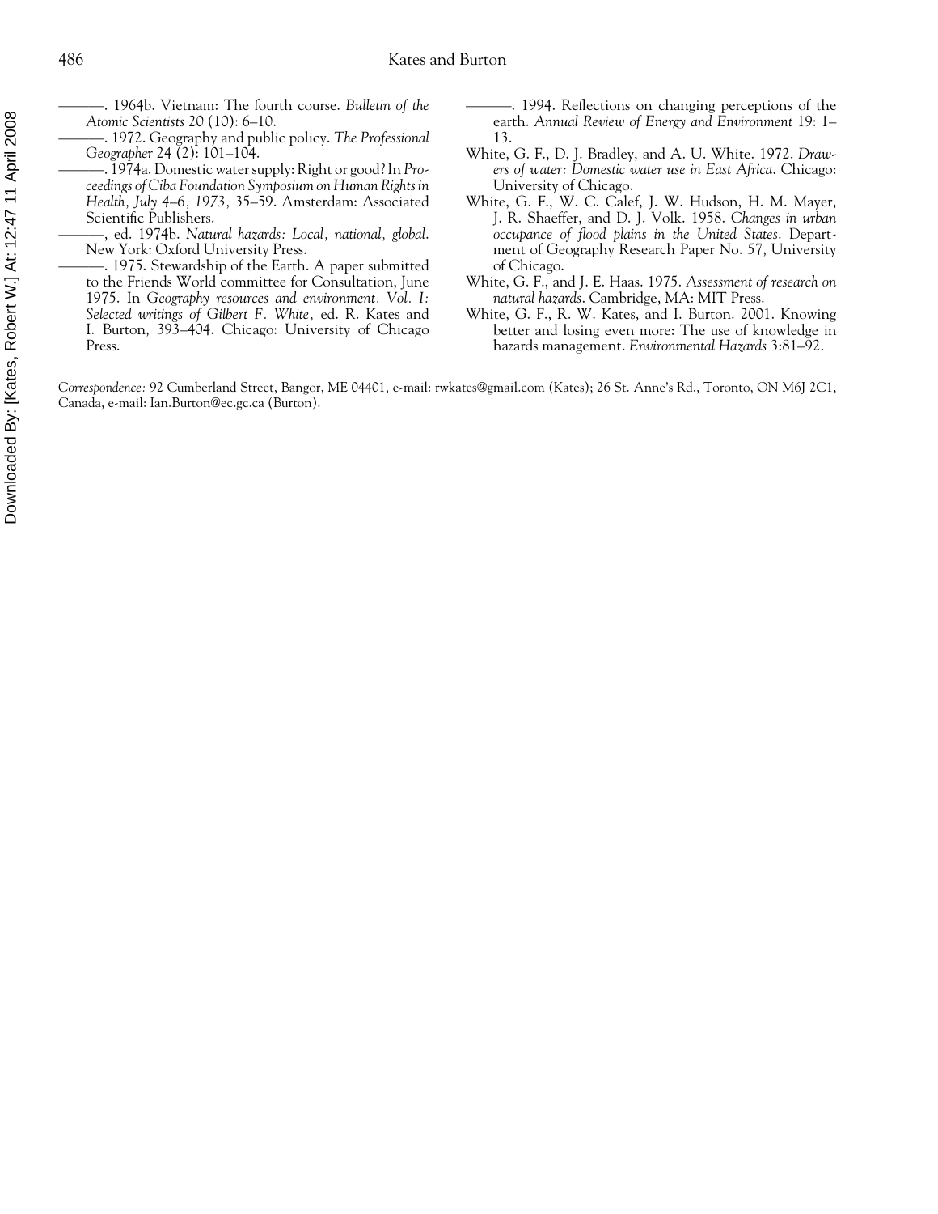———. 1964b. Vietnam: The fourth course. *Bulletin of the Atomic Scientists* 20 (10): 6–10.

———. 1972. Geography and public policy. *The Professional Geographer* 24 (2): 101–104.

———. 1974a. Domestic water supply: Right or good? In *Proceedings of Ciba Foundation Symposium on Human Rights in Health, July 4–6, 1973,* 35–59. Amsterdam: Associated Scientific Publishers.

———, ed. 1974b. *Natural hazards: Local, national, global*. New York: Oxford University Press.

———. 1975. Stewardship of the Earth. A paper submitted to the Friends World committee for Consultation, June 1975. In *Geography resources and environment. Vol. I: Selected writings of Gilbert F. White,* ed. R. Kates and I. Burton, 393–404. Chicago: University of Chicago Press.

———. 1994. Reflections on changing perceptions of the earth. *Annual Review of Energy and Environment* 19: 1–13.

White, G. F., D. J. Bradley, and A. U. White. 1972. *Drawers of water: Domestic water use in East Africa*. Chicago: University of Chicago.

White, G. F., W. C. Calef, J. W. Hudson, H. M. Mayer, J. R. Shaeffer, and D. J. Volk. 1958. *Changes in urban occupance of flood plains in the United States*. Department of Geography Research Paper No. 57, University of Chicago.

White, G. F., and J. E. Haas. 1975. *Assessment of research on natural hazards*. Cambridge, MA: MIT Press.

White, G. F., R. W. Kates, and I. Burton. 2001. Knowing better and losing even more: The use of knowledge in hazards management. *Environmental Hazards* 3:81–92.

*Correspondence:* 92 Cumberland Street, Bangor, ME 04401, e-mail: rwkates@gmail.com (Kates); 26 St. Anne's Rd., Toronto, ON M6J 2C1, Canada, e-mail: Ian.Burton@ec.gc.ca (Burton).